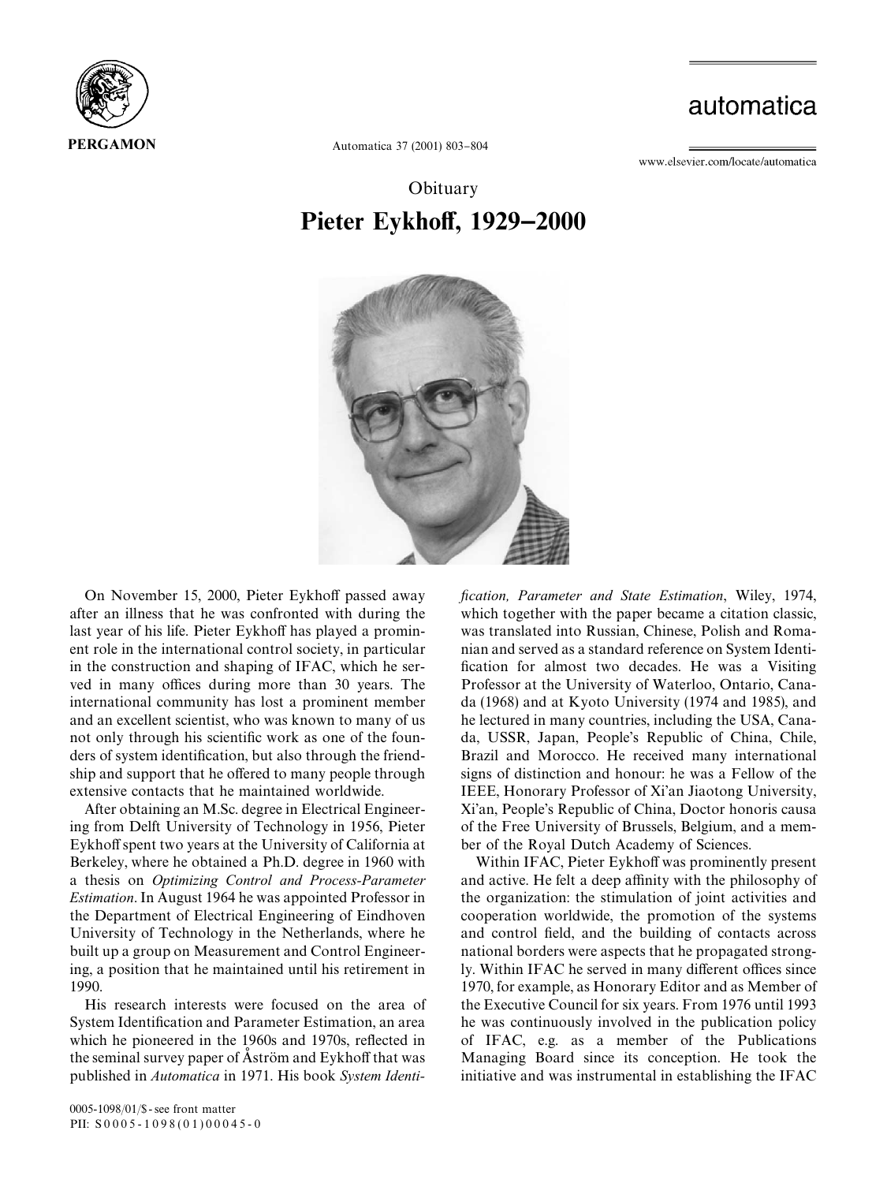Obituary

# Pieter Eykhoff, 1929–2000

On November 15, 2000, Pieter Eykhoff passed away after an illness that he was confronted with during the last year of his life. Pieter Eykhoff has played a prominent role in the international control society, in particular in the construction and shaping of IFAC, which he served in many offices during more than 30 years. The international community has lost a prominent member and an excellent scientist, who was known to many of us not only through his scientific work as one of the founders of system identification, but also through the friendship and support that he offered to many people through extensive contacts that he maintained worldwide.

After obtaining an M.Sc. degree in Electrical Engineering from Delft University of Technology in 1956, Pieter Eykhoff spent two years at the University of California at Berkeley, where he obtained a Ph.D. degree in 1960 with a thesis on *Optimizing Control and Process-Parameter Estimation*. In August 1964 he was appointed Professor in the Department of Electrical Engineering of Eindhoven University of Technology in the Netherlands, where he built up a group on Measurement and Control Engineering, a position that he maintained until his retirement in 1990.

His research interests were focused on the area of System Identification and Parameter Estimation, an area which he pioneered in the 1960s and 1970s, reflected in the seminal survey paper of Åström and Eykhoff that was published in *Automatica* in 1971. His book *System Identification, Parameter and State Estimation*, Wiley, 1974, which together with the paper became a citation classic, was translated into Russian, Chinese, Polish and Romanian and served as a standard reference on System Identification for almost two decades. He was a Visiting Professor at the University of Waterloo, Ontario, Canada (1968) and at Kyoto University (1974 and 1985), and he lectured in many countries, including the USA, Canada, USSR, Japan, People's Republic of China, Chile, Brazil and Morocco. He received many international signs of distinction and honour: he was a Fellow of the IEEE, Honorary Professor of Xi'an Jiaotong University, Xi'an, People's Republic of China, Doctor honoris causa of the Free University of Brussels, Belgium, and a member of the Royal Dutch Academy of Sciences.

Within IFAC, Pieter Eykhoff was prominently present and active. He felt a deep affinity with the philosophy of the organization: the stimulation of joint activities and cooperation worldwide, the promotion of the systems and control field, and the building of contacts across national borders were aspects that he propagated strongly. Within IFAC he served in many different offices since 1970, for example, as Honorary Editor and as Member of the Executive Council for six years. From 1976 until 1993 he was continuously involved in the publication policy of IFAC, e.g. as a member of the Publications Managing Board since its conception. He took the initiative and was instrumental in establishing the IFAC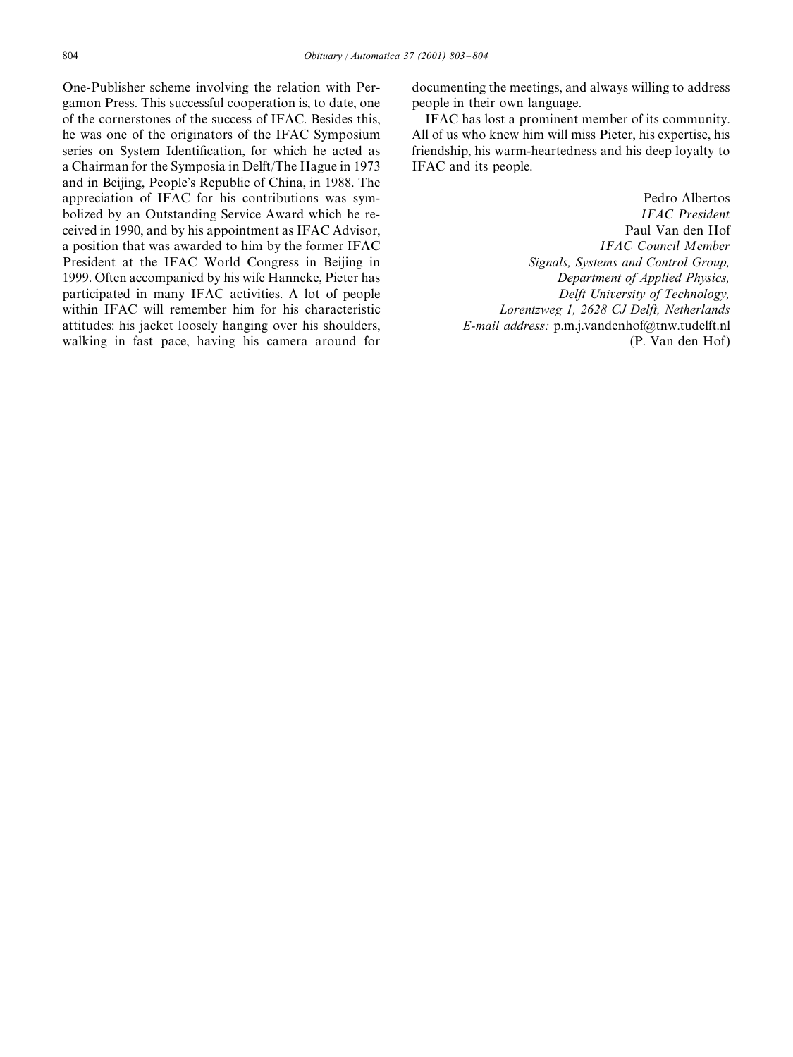One-Publisher scheme involving the relation with Pergamon Press. This successful cooperation is, to date, one of the cornerstones of the success of IFAC. Besides this, he was one of the originators of the IFAC Symposium series on System Identification, for which he acted as a Chairman for the Symposia in Delft/The Hague in 1973 and in Beijing, People's Republic of China, in 1988. The appreciation of IFAC for his contributions was symbolized by an Outstanding Service Award which he received in 1990, and by his appointment as IFAC Advisor, a position that was awarded to him by the former IFAC President at the IFAC World Congress in Beijing in 1999. Often accompanied by his wife Hanneke, Pieter has participated in many IFAC activities. A lot of people within IFAC will remember him for his characteristic attitudes: his jacket loosely hanging over his shoulders, walking in fast pace, having his camera around for documenting the meetings, and always willing to address people in their own language.

IFAC has lost a prominent member of its community. All of us who knew him will miss Pieter, his expertise, his friendship, his warm-heartedness and his deep loyalty to IFAC and its people.

Pedro Albertos
*IFAC President*
Paul Van den Hof
*IFAC Council Member*
*Signals, Systems and Control Group,*
*Department of Applied Physics,*
*Delft University of Technology,*
*Lorentzweg 1, 2628 CJ Delft, Netherlands*
*E-mail address:* p.m.j.vandenhof@tnw.tudelft.nl
(P. Van den Hof)